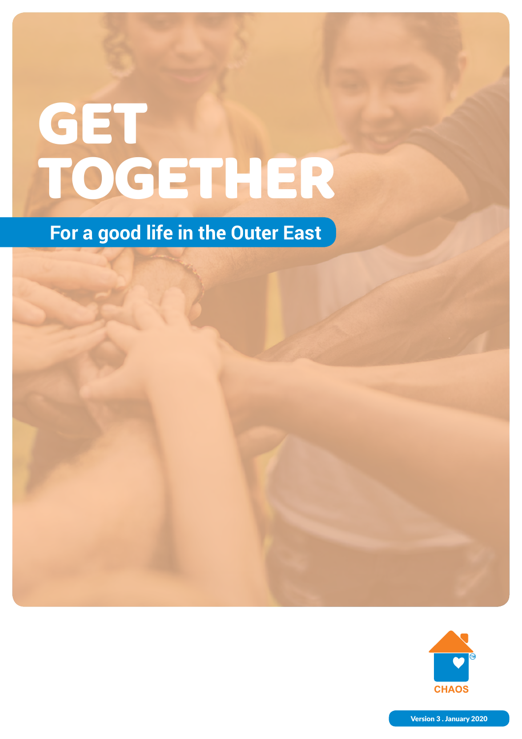# GET TOGETHER

## For a good life in the Outer East

CHAOS

Version 3 . January 2020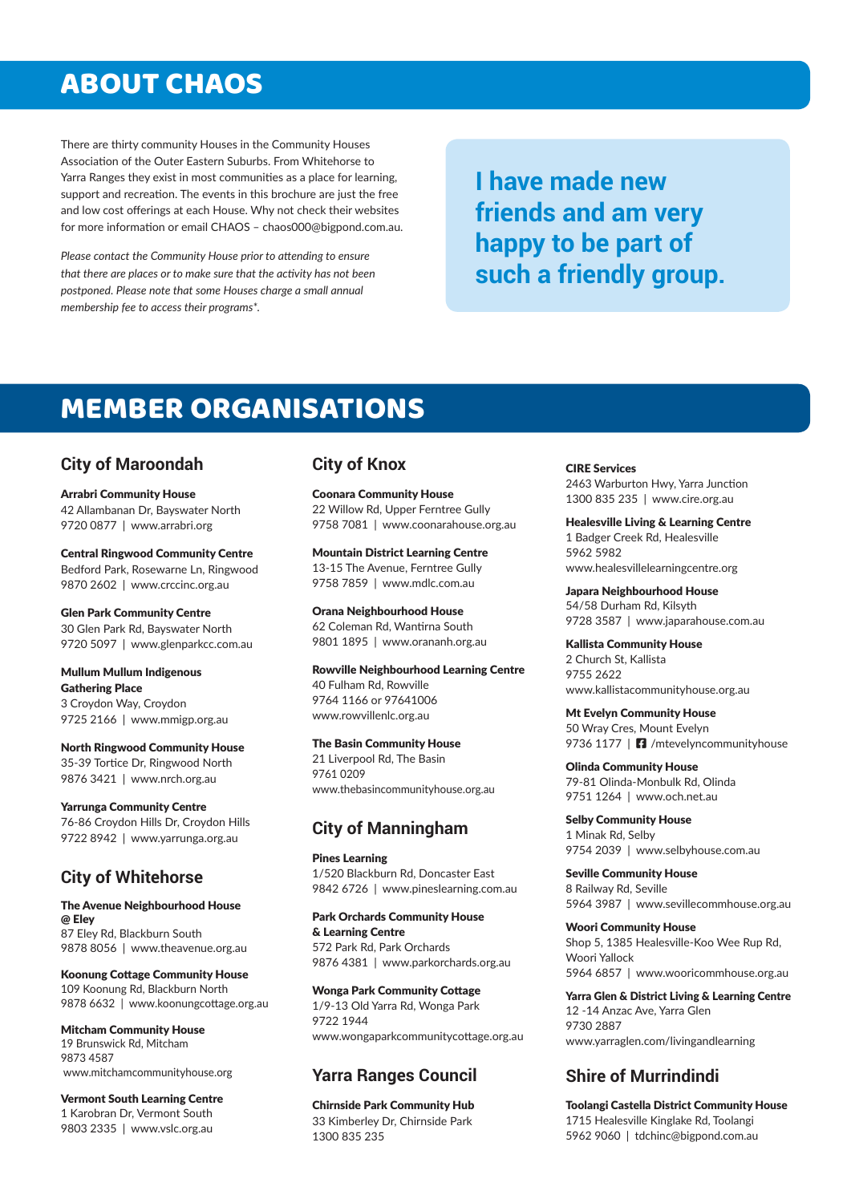# ABOUT CHAOS

There are thirty community Houses in the Community Houses Association of the Outer Eastern Suburbs. From Whitehorse to Yarra Ranges they exist in most communities as a place for learning, support and recreation. The events in this brochure are just the free and low cost offerings at each House. Why not check their websites for more information or email CHAOS – chaos000@bigpond.com.au.

*Please contact the Community House prior to attending to ensure that there are places or to make sure that the activity has not been postponed. Please note that some Houses charge a small annual membership fee to access their programs*.*

**I have made new friends and am very happy to be part of such a friendly group.**

# MEMBER ORGANISATIONS

## City of Maroondah

**Arrabri Community House**
42 Allambanan Dr, Bayswater North
9720 0877 | www.arrabri.org

**Central Ringwood Community Centre**
Bedford Park, Rosewarne Ln, Ringwood
9870 2602 | www.crccinc.org.au

**Glen Park Community Centre**
30 Glen Park Rd, Bayswater North
9720 5097 | www.glenparkcc.com.au

**Mullum Mullum Indigenous Gathering Place**
3 Croydon Way, Croydon
9725 2166 | www.mmigp.org.au

**North Ringwood Community House**
35-39 Tortice Dr, Ringwood North
9876 3421 | www.nrch.org.au

**Yarrunga Community Centre**
76-86 Croydon Hills Dr, Croydon Hills
9722 8942 | www.yarrunga.org.au

## City of Whitehorse

**The Avenue Neighbourhood House @ Eley**
87 Eley Rd, Blackburn South
9878 8056 | www.theavenue.org.au

**Koonung Cottage Community House**
109 Koonung Rd, Blackburn North
9878 6632 | www.koonungcottage.org.au

**Mitcham Community House**
19 Brunswick Rd, Mitcham
9873 4587
www.mitchamcommunityhouse.org

**Vermont South Learning Centre**
1 Karobran Dr, Vermont South
9803 2335 | www.vslc.org.au

## City of Knox

**Coonara Community House**
22 Willow Rd, Upper Ferntree Gully
9758 7081 | www.coonarahouse.org.au

**Mountain District Learning Centre**
13-15 The Avenue, Ferntree Gully
9758 7859 | www.mdlc.com.au

**Orana Neighbourhood House**
62 Coleman Rd, Wantirna South
9801 1895 | www.orananh.org.au

**Rowville Neighbourhood Learning Centre**
40 Fulham Rd, Rowville
9764 1166 or 97641006
www.rowvillenlc.org.au

**The Basin Community House**
21 Liverpool Rd, The Basin
9761 0209
www.thebasincommunityhouse.org.au

## City of Manningham

**Pines Learning**
1/520 Blackburn Rd, Doncaster East
9842 6726 | www.pineslearning.com.au

**Park Orchards Community House & Learning Centre**
572 Park Rd, Park Orchards
9876 4381 | www.parkorchards.org.au

**Wonga Park Community Cottage**
1/9-13 Old Yarra Rd, Wonga Park
9722 1944
www.wongaparkcommunitycottage.org.au

## Yarra Ranges Council

**Chirnside Park Community Hub**
33 Kimberley Dr, Chirnside Park
1300 835 235

**CIRE Services**
2463 Warburton Hwy, Yarra Junction
1300 835 235 | www.cire.org.au

**Healesville Living & Learning Centre**
1 Badger Creek Rd, Healesville
5962 5982
www.healesvillelearningcentre.org

**Japara Neighbourhood House**
54/58 Durham Rd, Kilsyth
9728 3587 | www.japarahouse.com.au

**Kallista Community House**
2 Church St, Kallista
9755 2622
www.kallistacommunityhouse.org.au

**Mt Evelyn Community House**
50 Wray Cres, Mount Evelyn
9736 1177 | /mtevelyncommunityhouse

**Olinda Community House**
79-81 Olinda-Monbulk Rd, Olinda
9751 1264 | www.och.net.au

**Selby Community House**
1 Minak Rd, Selby
9754 2039 | www.selbyhouse.com.au

**Seville Community House**
8 Railway Rd, Seville
5964 3987 | www.sevillecommhouse.org.au

**Woori Community House**
Shop 5, 1385 Healesville-Koo Wee Rup Rd, Woori Yallock
5964 6857 | www.wooricommhouse.org.au

**Yarra Glen & District Living & Learning Centre**
12 -14 Anzac Ave, Yarra Glen
9730 2887
www.yarraglen.com/livingandlearning

## Shire of Murrindindi

**Toolangi Castella District Community House**
1715 Healesville Kinglake Rd, Toolangi
5962 9060 | tdchinc@bigpond.com.au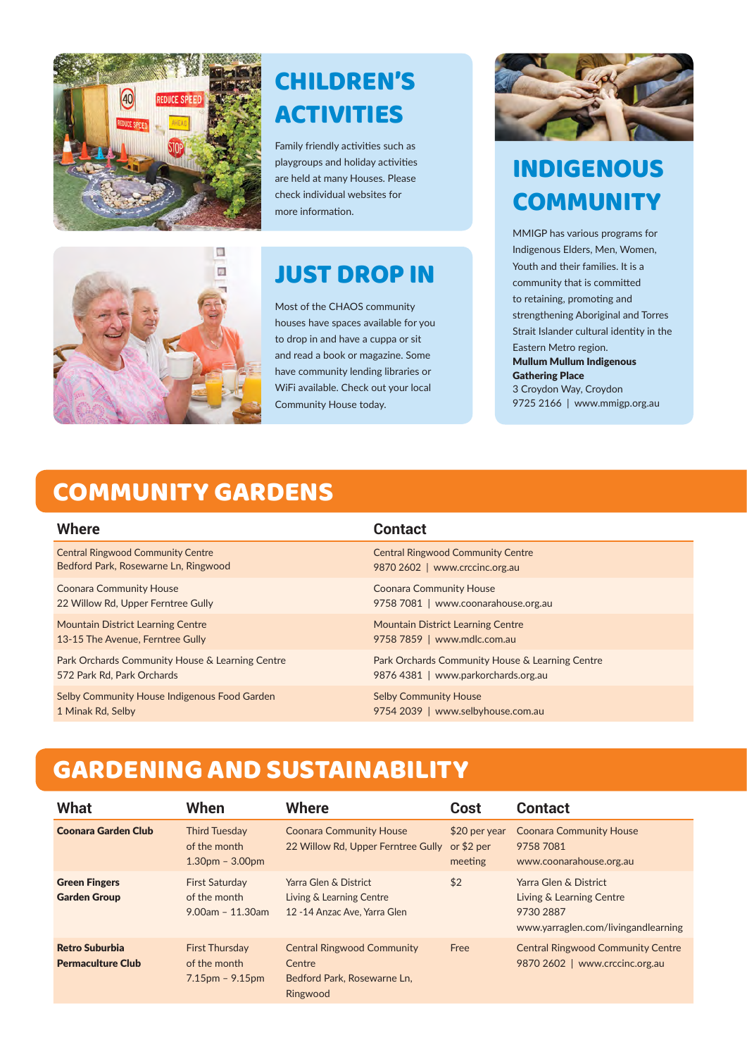## CHILDREN'S ACTIVITIES

Family friendly activities such as playgroups and holiday activities are held at many Houses. Please check individual websites for more information.

## JUST DROP IN

Most of the CHAOS community houses have spaces available for you to drop in and have a cuppa or sit and read a book or magazine. Some have community lending libraries or WiFi available. Check out your local Community House today.

## INDIGENOUS COMMUNITY

MMIGP has various programs for Indigenous Elders, Men, Women, Youth and their families. It is a community that is committed to retaining, promoting and strengthening Aboriginal and Torres Strait Islander cultural identity in the Eastern Metro region.

**Mullum Mullum Indigenous Gathering Place**
3 Croydon Way, Croydon
9725 2166 | www.mmigp.org.au

## COMMUNITY GARDENS

| Where | Contact |
|---|---|
| Central Ringwood Community Centre<br>Bedford Park, Rosewarne Ln, Ringwood | Central Ringwood Community Centre<br>9870 2602 \| www.crccinc.org.au |
| Coonara Community House<br>22 Willow Rd, Upper Ferntree Gully | Coonara Community House<br>9758 7081 \| www.coonarahouse.org.au |
| Mountain District Learning Centre<br>13-15 The Avenue, Ferntree Gully | Mountain District Learning Centre<br>9758 7859 \| www.mdlc.com.au |
| Park Orchards Community House & Learning Centre<br>572 Park Rd, Park Orchards | Park Orchards Community House & Learning Centre<br>9876 4381 \| www.parkorchards.org.au |
| Selby Community House Indigenous Food Garden<br>1 Minak Rd, Selby | Selby Community House<br>9754 2039 \| www.selbyhouse.com.au |

## GARDENING AND SUSTAINABILITY

| What | When | Where | Cost | Contact |
|---|---|---|---|---|
| **Coonara Garden Club** | Third Tuesday of the month 1.30pm – 3.00pm | Coonara Community House 22 Willow Rd, Upper Ferntree Gully | $20 per year or $2 per meeting | Coonara Community House 9758 7081 www.coonarahouse.org.au |
| **Green Fingers Garden Group** | First Saturday of the month 9.00am – 11.30am | Yarra Glen & District Living & Learning Centre 12 -14 Anzac Ave, Yarra Glen | $2 | Yarra Glen & District Living & Learning Centre 9730 2887 www.yarraglen.com/livingandlearning |
| **Retro Suburbia Permaculture Club** | First Thursday of the month 7.15pm – 9.15pm | Central Ringwood Community Centre Bedford Park, Rosewarne Ln, Ringwood | Free | Central Ringwood Community Centre 9870 2602 \| www.crccinc.org.au |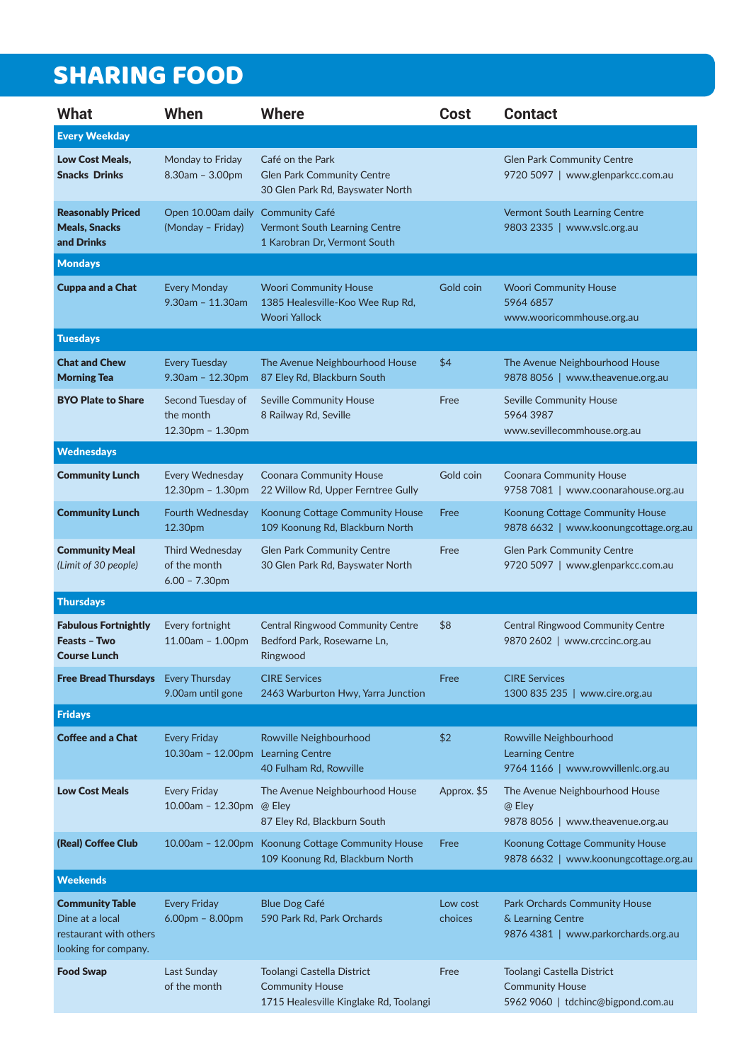# SHARING FOOD

| What | When | Where | Cost | Contact |
|---|---|---|---|---|
| **Every Weekday** | | | | |
| **Low Cost Meals, Snacks Drinks** | Monday to Friday 8.30am – 3.00pm | Café on the Park Glen Park Community Centre 30 Glen Park Rd, Bayswater North | | Glen Park Community Centre 9720 5097 \| www.glenparkcc.com.au |
| **Reasonably Priced Meals, Snacks and Drinks** | Open 10.00am daily (Monday – Friday) | Community Café Vermont South Learning Centre 1 Karobran Dr, Vermont South | | Vermont South Learning Centre 9803 2335 \| www.vslc.org.au |
| **Mondays** | | | | |
| **Cuppa and a Chat** | Every Monday 9.30am – 11.30am | Woori Community House 1385 Healesville-Koo Wee Rup Rd, Woori Yallock | Gold coin | Woori Community House 5964 6857 www.wooricommhouse.org.au |
| **Tuesdays** | | | | |
| **Chat and Chew Morning Tea** | Every Tuesday 9.30am – 12.30pm | The Avenue Neighbourhood House 87 Eley Rd, Blackburn South | $4 | The Avenue Neighbourhood House 9878 8056 \| www.theavenue.org.au |
| **BYO Plate to Share** | Second Tuesday of the month 12.30pm – 1.30pm | Seville Community House 8 Railway Rd, Seville | Free | Seville Community House 5964 3987 www.sevillecommhouse.org.au |
| **Wednesdays** | | | | |
| **Community Lunch** | Every Wednesday 12.30pm – 1.30pm | Coonara Community House 22 Willow Rd, Upper Ferntree Gully | Gold coin | Coonara Community House 9758 7081 \| www.coonarahouse.org.au |
| **Community Lunch** | Fourth Wednesday 12.30pm | Koonung Cottage Community House 109 Koonung Rd, Blackburn North | Free | Koonung Cottage Community House 9878 6632 \| www.koonungcottage.org.au |
| **Community Meal** *(Limit of 30 people)* | Third Wednesday of the month 6.00 – 7.30pm | Glen Park Community Centre 30 Glen Park Rd, Bayswater North | Free | Glen Park Community Centre 9720 5097 \| www.glenparkcc.com.au |
| **Thursdays** | | | | |
| **Fabulous Fortnightly Feasts – Two Course Lunch** | Every fortnight 11.00am – 1.00pm | Central Ringwood Community Centre Bedford Park, Rosewarne Ln, Ringwood | $8 | Central Ringwood Community Centre 9870 2602 \| www.crccinc.org.au |
| **Free Bread Thursdays** | Every Thursday 9.00am until gone | CIRE Services 2463 Warburton Hwy, Yarra Junction | Free | CIRE Services 1300 835 235 \| www.cire.org.au |
| **Fridays** | | | | |
| **Coffee and a Chat** | Every Friday 10.30am – 12.00pm | Rowville Neighbourhood Learning Centre 40 Fulham Rd, Rowville | $2 | Rowville Neighbourhood Learning Centre 9764 1166 \| www.rowvillenlc.org.au |
| **Low Cost Meals** | Every Friday 10.00am – 12.30pm | The Avenue Neighbourhood House @ Eley 87 Eley Rd, Blackburn South | Approx. $5 | The Avenue Neighbourhood House @ Eley 9878 8056 \| www.theavenue.org.au |
| **(Real) Coffee Club** | 10.00am – 12.00pm | Koonung Cottage Community House 109 Koonung Rd, Blackburn North | Free | Koonung Cottage Community House 9878 6632 \| www.koonungcottage.org.au |
| **Weekends** | | | | |
| **Community Table** Dine at a local restaurant with others looking for company. | Every Friday 6.00pm – 8.00pm | Blue Dog Café 590 Park Rd, Park Orchards | Low cost choices | Park Orchards Community House & Learning Centre 9876 4381 \| www.parkorchards.org.au |
| **Food Swap** | Last Sunday of the month | Toolangi Castella District Community House 1715 Healesville Kinglake Rd, Toolangi | Free | Toolangi Castella District Community House 5962 9060 \| tdchinc@bigpond.com.au |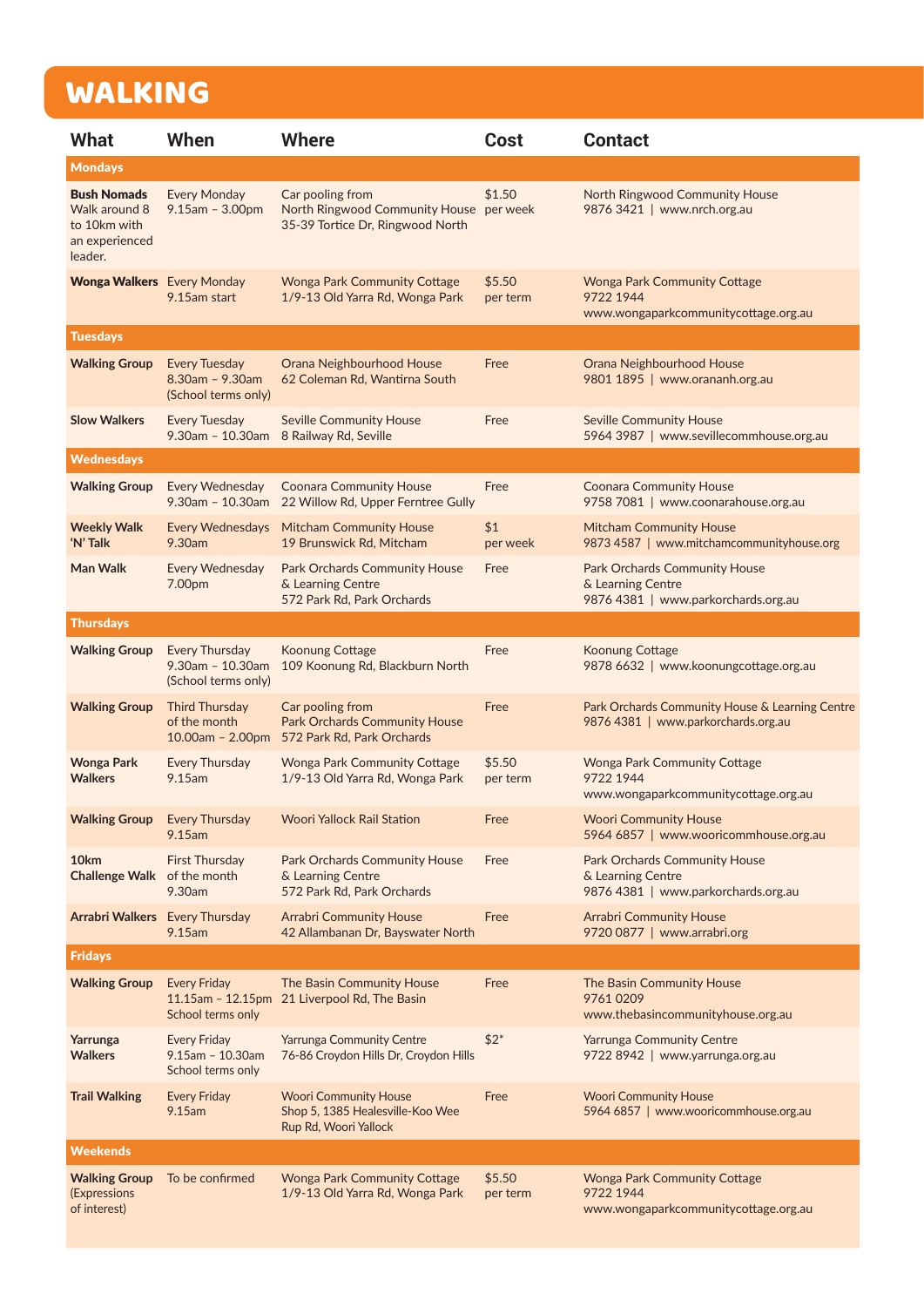# WALKING

| What | When | Where | Cost | Contact |
|---|---|---|---|---|
| **Mondays** | | | | |
| **Bush Nomads** Walk around 8 to 10km with an experienced leader. | Every Monday 9.15am – 3.00pm | Car pooling from North Ringwood Community House 35-39 Tortice Dr, Ringwood North | $1.50 per week | North Ringwood Community House 9876 3421 \| www.nrch.org.au |
| **Wonga Walkers** | Every Monday 9.15am start | Wonga Park Community Cottage 1/9-13 Old Yarra Rd, Wonga Park | $5.50 per term | Wonga Park Community Cottage 9722 1944 www.wongaparkcommunitycottage.org.au |
| **Tuesdays** | | | | |
| **Walking Group** | Every Tuesday 8.30am – 9.30am (School terms only) | Orana Neighbourhood House 62 Coleman Rd, Wantirna South | Free | Orana Neighbourhood House 9801 1895 \| www.orananh.org.au |
| **Slow Walkers** | Every Tuesday 9.30am – 10.30am | Seville Community House 8 Railway Rd, Seville | Free | Seville Community House 5964 3987 \| www.sevillecommhouse.org.au |
| **Wednesdays** | | | | |
| **Walking Group** | Every Wednesday 9.30am – 10.30am | Coonara Community House 22 Willow Rd, Upper Ferntree Gully | Free | Coonara Community House 9758 7081 \| www.coonarahouse.org.au |
| **Weekly Walk 'N' Talk** | Every Wednesdays 9.30am | Mitcham Community House 19 Brunswick Rd, Mitcham | $1 per week | Mitcham Community House 9873 4587 \| www.mitchamcommunityhouse.org |
| **Man Walk** | Every Wednesday 7.00pm | Park Orchards Community House & Learning Centre 572 Park Rd, Park Orchards | Free | Park Orchards Community House & Learning Centre 9876 4381 \| www.parkorchards.org.au |
| **Thursdays** | | | | |
| **Walking Group** | Every Thursday 9.30am – 10.30am (School terms only) | Koonung Cottage 109 Koonung Rd, Blackburn North | Free | Koonung Cottage 9878 6632 \| www.koonungcottage.org.au |
| **Walking Group** | Third Thursday of the month 10.00am – 2.00pm | Car pooling from Park Orchards Community House 572 Park Rd, Park Orchards | Free | Park Orchards Community House & Learning Centre 9876 4381 \| www.parkorchards.org.au |
| **Wonga Park Walkers** | Every Thursday 9.15am | Wonga Park Community Cottage 1/9-13 Old Yarra Rd, Wonga Park | $5.50 per term | Wonga Park Community Cottage 9722 1944 www.wongaparkcommunitycottage.org.au |
| **Walking Group** | Every Thursday 9.15am | Woori Yallock Rail Station | Free | Woori Community House 5964 6857 \| www.wooricommhouse.org.au |
| **10km Challenge Walk** | First Thursday of the month 9.30am | Park Orchards Community House & Learning Centre 572 Park Rd, Park Orchards | Free | Park Orchards Community House & Learning Centre 9876 4381 \| www.parkorchards.org.au |
| **Arrabri Walkers** | Every Thursday 9.15am | Arrabri Community House 42 Allambanan Dr, Bayswater North | Free | Arrabri Community House 9720 0877 \| www.arrabri.org |
| **Fridays** | | | | |
| **Walking Group** | Every Friday 11.15am – 12.15pm School terms only | The Basin Community House 21 Liverpool Rd, The Basin | Free | The Basin Community House 9761 0209 www.thebasincommunityhouse.org.au |
| **Yarrunga Walkers** | Every Friday 9.15am – 10.30am School terms only | Yarrunga Community Centre 76-86 Croydon Hills Dr, Croydon Hills | $2* | Yarrunga Community Centre 9722 8942 \| www.yarrunga.org.au |
| **Trail Walking** | Every Friday 9.15am | Woori Community House Shop 5, 1385 Healesville-Koo Wee Rup Rd, Woori Yallock | Free | Woori Community House 5964 6857 \| www.wooricommhouse.org.au |
| **Weekends** | | | | |
| **Walking Group** (Expressions of interest) | To be confirmed | Wonga Park Community Cottage 1/9-13 Old Yarra Rd, Wonga Park | $5.50 per term | Wonga Park Community Cottage 9722 1944 www.wongaparkcommunitycottage.org.au |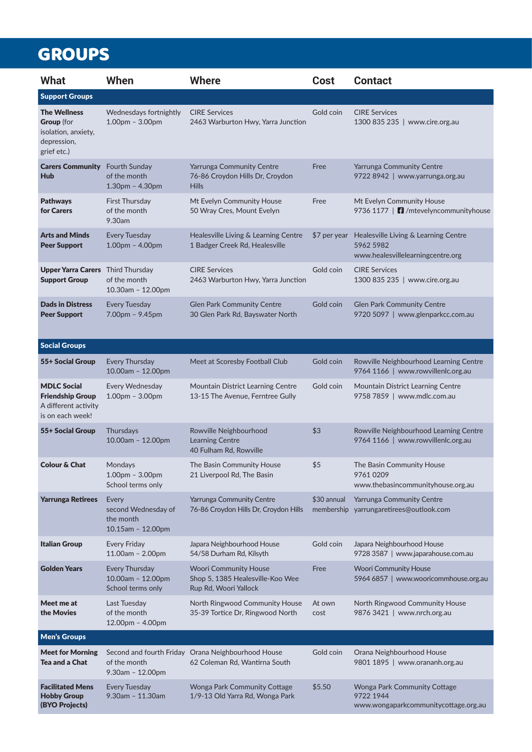# GROUPS

| What | When | Where | Cost | Contact |
|---|---|---|---|---|
| **Support Groups** | | | | |
| **The Wellness Group** (for isolation, anxiety, depression, grief etc.) | Wednesdays fortnightly 1.00pm – 3.00pm | CIRE Services 2463 Warburton Hwy, Yarra Junction | Gold coin | CIRE Services 1300 835 235 \| www.cire.org.au |
| **Carers Community Hub** | Fourth Sunday of the month 1.30pm – 4.30pm | Yarrunga Community Centre 76-86 Croydon Hills Dr, Croydon Hills | Free | Yarrunga Community Centre 9722 8942 \| www.yarrunga.org.au |
| **Pathways for Carers** | First Thursday of the month 9.30am | Mt Evelyn Community House 50 Wray Cres, Mount Evelyn | Free | Mt Evelyn Community House 9736 1177 \| /mtevelyncommunityhouse |
| **Arts and Minds Peer Support** | Every Tuesday 1.00pm – 4.00pm | Healesville Living & Learning Centre 1 Badger Creek Rd, Healesville | $7 per year | Healesville Living & Learning Centre 5962 5982 www.healesvillelearningcentre.org |
| **Upper Yarra Carers Support Group** | Third Thursday of the month 10.30am – 12.00pm | CIRE Services 2463 Warburton Hwy, Yarra Junction | Gold coin | CIRE Services 1300 835 235 \| www.cire.org.au |
| **Dads in Distress Peer Support** | Every Tuesday 7.00pm – 9.45pm | Glen Park Community Centre 30 Glen Park Rd, Bayswater North | Gold coin | Glen Park Community Centre 9720 5097 \| www.glenparkcc.com.au |
| **Social Groups** | | | | |
| **55+ Social Group** | Every Thursday 10.00am – 12.00pm | Meet at Scoresby Football Club | Gold coin | Rowville Neighbourhood Learning Centre 9764 1166 \| www.rowvillenlc.org.au |
| **MDLC Social Friendship Group** A different activity is on each week! | Every Wednesday 1.00pm – 3.00pm | Mountain District Learning Centre 13-15 The Avenue, Ferntree Gully | Gold coin | Mountain District Learning Centre 9758 7859 \| www.mdlc.com.au |
| **55+ Social Group** | Thursdays 10.00am – 12.00pm | Rowville Neighbourhood Learning Centre 40 Fulham Rd, Rowville | $3 | Rowville Neighbourhood Learning Centre 9764 1166 \| www.rowvillenlc.org.au |
| **Colour & Chat** | Mondays 1.00pm – 3.00pm School terms only | The Basin Community House 21 Liverpool Rd, The Basin | $5 | The Basin Community House 9761 0209 www.thebasincommunityhouse.org.au |
| **Yarrunga Retirees** | Every second Wednesday of the month 10.15am – 12.00pm | Yarrunga Community Centre 76-86 Croydon Hills Dr, Croydon Hills | $30 annual membership | Yarrunga Community Centre yarrungaretirees@outlook.com |
| **Italian Group** | Every Friday 11.00am – 2.00pm | Japara Neighbourhood House 54/58 Durham Rd, Kilsyth | Gold coin | Japara Neighbourhood House 9728 3587 \| www.japarahouse.com.au |
| **Golden Years** | Every Thursday 10.00am – 12.00pm School terms only | Woori Community House Shop 5, 1385 Healesville-Koo Wee Rup Rd, Woori Yallock | Free | Woori Community House 5964 6857 \| www.wooricommhouse.org.au |
| **Meet me at the Movies** | Last Tuesday of the month 12.00pm – 4.00pm | North Ringwood Community House 35-39 Tortice Dr, Ringwood North | At own cost | North Ringwood Community House 9876 3421 \| www.nrch.org.au |
| **Men's Groups** | | | | |
| **Meet for Morning Tea and a Chat** | Second and fourth Friday of the month 9.30am – 12.00pm | Orana Neighbourhood House 62 Coleman Rd, Wantirna South | Gold coin | Orana Neighbourhood House 9801 1895 \| www.orananh.org.au |
| **Facilitated Mens Hobby Group (BYO Projects)** | Every Tuesday 9.30am – 11.30am | Wonga Park Community Cottage 1/9-13 Old Yarra Rd, Wonga Park | $5.50 | Wonga Park Community Cottage 9722 1944 www.wongaparkcommunitycottage.org.au |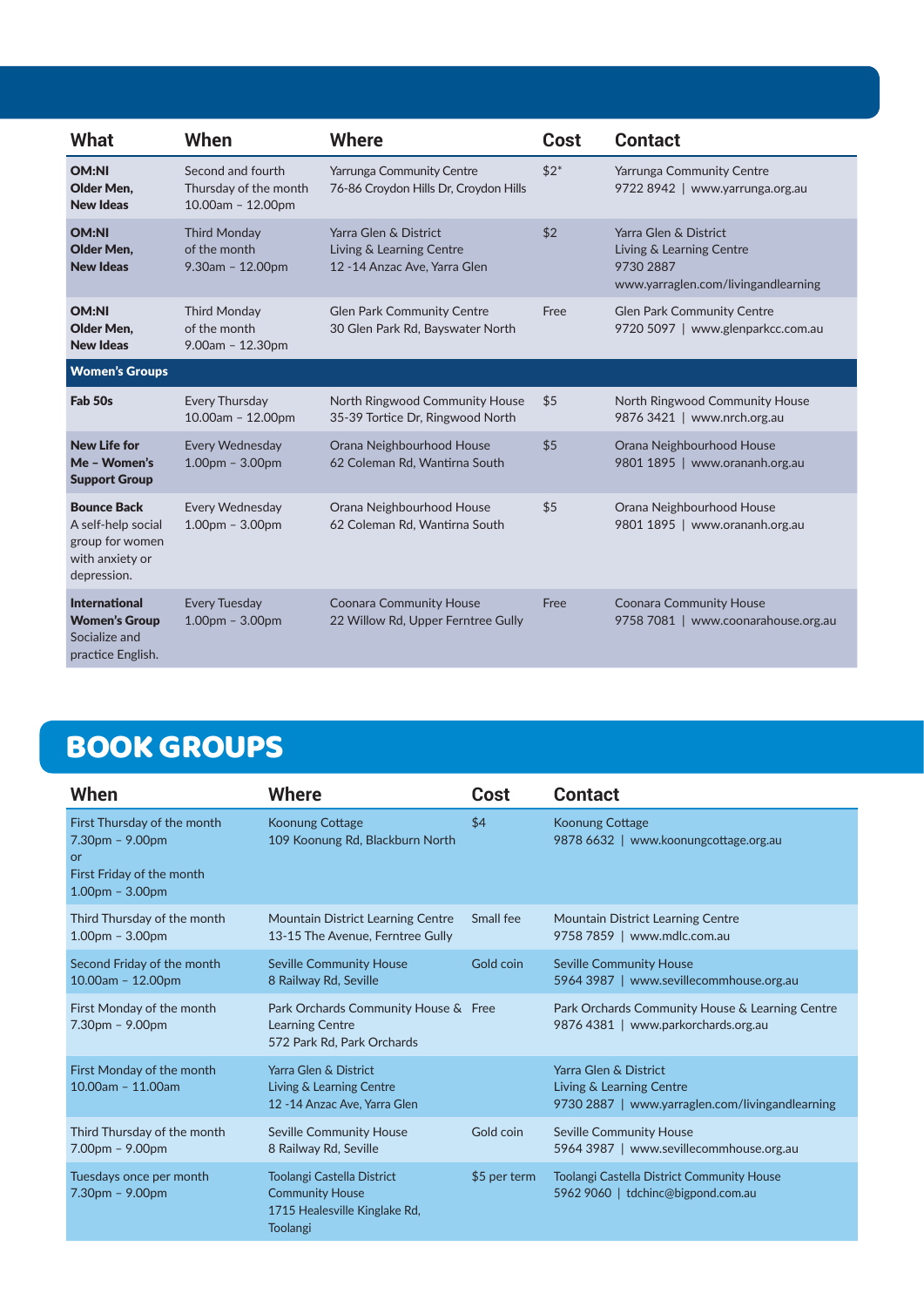| What | When | Where | Cost | Contact |
|---|---|---|---|---|
| **OM:NI Older Men, New Ideas** | Second and fourth Thursday of the month 10.00am – 12.00pm | Yarrunga Community Centre 76-86 Croydon Hills Dr, Croydon Hills | $2* | Yarrunga Community Centre 9722 8942 \| www.yarrunga.org.au |
| **OM:NI Older Men, New Ideas** | Third Monday of the month 9.30am – 12.00pm | Yarra Glen & District Living & Learning Centre 12 -14 Anzac Ave, Yarra Glen | $2 | Yarra Glen & District Living & Learning Centre 9730 2887 www.yarraglen.com/livingandlearning |
| **OM:NI Older Men, New Ideas** | Third Monday of the month 9.00am – 12.30pm | Glen Park Community Centre 30 Glen Park Rd, Bayswater North | Free | Glen Park Community Centre 9720 5097 \| www.glenparkcc.com.au |
| **Women's Groups** | | | | |
| **Fab 50s** | Every Thursday 10.00am – 12.00pm | North Ringwood Community House 35-39 Tortice Dr, Ringwood North | $5 | North Ringwood Community House 9876 3421 \| www.nrch.org.au |
| **New Life for Me – Women's Support Group** | Every Wednesday 1.00pm – 3.00pm | Orana Neighbourhood House 62 Coleman Rd, Wantirna South | $5 | Orana Neighbourhood House 9801 1895 \| www.orananh.org.au |
| **Bounce Back** A self-help social group for women with anxiety or depression. | Every Wednesday 1.00pm – 3.00pm | Orana Neighbourhood House 62 Coleman Rd, Wantirna South | $5 | Orana Neighbourhood House 9801 1895 \| www.orananh.org.au |
| **International Women's Group** Socialize and practice English. | Every Tuesday 1.00pm – 3.00pm | Coonara Community House 22 Willow Rd, Upper Ferntree Gully | Free | Coonara Community House 9758 7081 \| www.coonarahouse.org.au |

# BOOK GROUPS

| When | Where | Cost | Contact |
|---|---|---|---|
| First Thursday of the month 7.30pm – 9.00pm or First Friday of the month 1.00pm – 3.00pm | Koonung Cottage 109 Koonung Rd, Blackburn North | $4 | Koonung Cottage 9878 6632 \| www.koonungcottage.org.au |
| Third Thursday of the month 1.00pm – 3.00pm | Mountain District Learning Centre 13-15 The Avenue, Ferntree Gully | Small fee | Mountain District Learning Centre 9758 7859 \| www.mdlc.com.au |
| Second Friday of the month 10.00am – 12.00pm | Seville Community House 8 Railway Rd, Seville | Gold coin | Seville Community House 5964 3987 \| www.sevillecommhouse.org.au |
| First Monday of the month 7.30pm – 9.00pm | Park Orchards Community House & Learning Centre 572 Park Rd, Park Orchards | Free | Park Orchards Community House & Learning Centre 9876 4381 \| www.parkorchards.org.au |
| First Monday of the month 10.00am – 11.00am | Yarra Glen & District Living & Learning Centre 12 -14 Anzac Ave, Yarra Glen | | Yarra Glen & District Living & Learning Centre 9730 2887 \| www.yarraglen.com/livingandlearning |
| Third Thursday of the month 7.00pm – 9.00pm | Seville Community House 8 Railway Rd, Seville | Gold coin | Seville Community House 5964 3987 \| www.sevillecommhouse.org.au |
| Tuesdays once per month 7.30pm – 9.00pm | Toolangi Castella District Community House 1715 Healesville Kinglake Rd, Toolangi | $5 per term | Toolangi Castella District Community House 5962 9060 \| tdchinc@bigpond.com.au |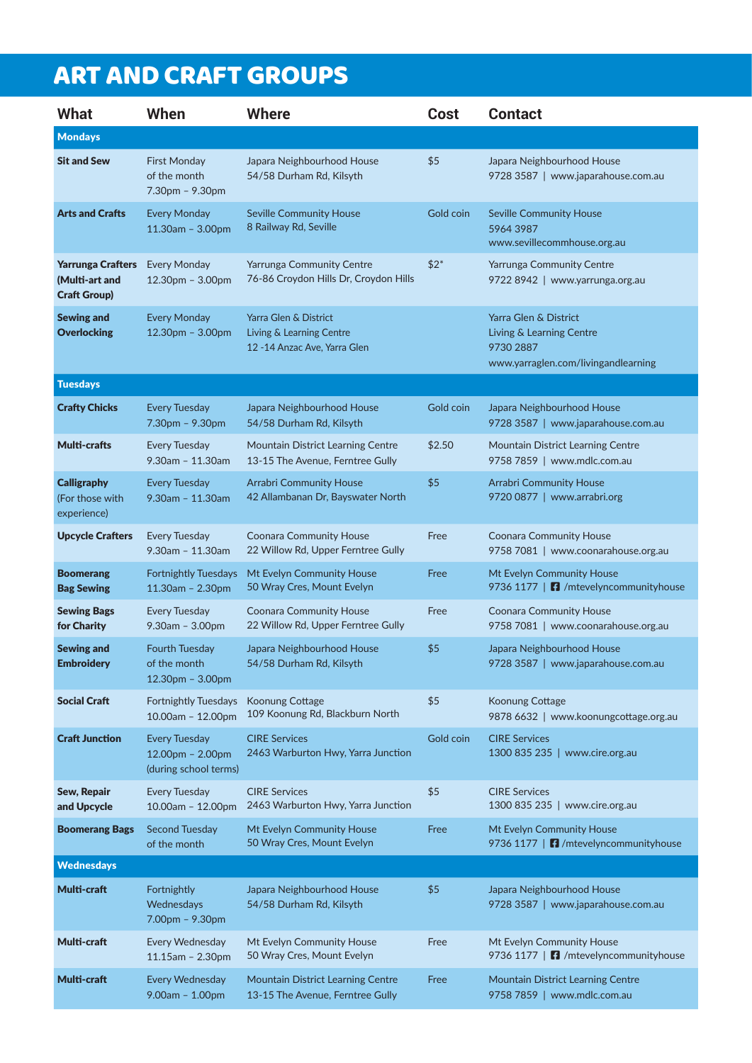# ART AND CRAFT GROUPS

| What | When | Where | Cost | Contact |
|---|---|---|---|---|
| **Mondays** | | | | |
| **Sit and Sew** | First Monday of the month 7.30pm – 9.30pm | Japara Neighbourhood House 54/58 Durham Rd, Kilsyth | $5 | Japara Neighbourhood House 9728 3587 \| www.japarahouse.com.au |
| **Arts and Crafts** | Every Monday 11.30am – 3.00pm | Seville Community House 8 Railway Rd, Seville | Gold coin | Seville Community House 5964 3987 www.sevillecommhouse.org.au |
| **Yarrunga Crafters (Multi-art and Craft Group)** | Every Monday 12.30pm – 3.00pm | Yarrunga Community Centre 76-86 Croydon Hills Dr, Croydon Hills | $2* | Yarrunga Community Centre 9722 8942 \| www.yarrunga.org.au |
| **Sewing and Overlocking** | Every Monday 12.30pm – 3.00pm | Yarra Glen & District Living & Learning Centre 12 -14 Anzac Ave, Yarra Glen | | Yarra Glen & District Living & Learning Centre 9730 2887 www.yarraglen.com/livingandlearning |
| **Tuesdays** | | | | |
| **Crafty Chicks** | Every Tuesday 7.30pm – 9.30pm | Japara Neighbourhood House 54/58 Durham Rd, Kilsyth | Gold coin | Japara Neighbourhood House 9728 3587 \| www.japarahouse.com.au |
| **Multi-crafts** | Every Tuesday 9.30am – 11.30am | Mountain District Learning Centre 13-15 The Avenue, Ferntree Gully | $2.50 | Mountain District Learning Centre 9758 7859 \| www.mdlc.com.au |
| **Calligraphy** (For those with experience) | Every Tuesday 9.30am – 11.30am | Arrabri Community House 42 Allambanan Dr, Bayswater North | $5 | Arrabri Community House 9720 0877 \| www.arrabri.org |
| **Upcycle Crafters** | Every Tuesday 9.30am – 11.30am | Coonara Community House 22 Willow Rd, Upper Ferntree Gully | Free | Coonara Community House 9758 7081 \| www.coonarahouse.org.au |
| **Boomerang Bag Sewing** | Fortnightly Tuesdays 11.30am – 2.30pm | Mt Evelyn Community House 50 Wray Cres, Mount Evelyn | Free | Mt Evelyn Community House 9736 1177 \| /mtevelyncommunityhouse |
| **Sewing Bags for Charity** | Every Tuesday 9.30am – 3.00pm | Coonara Community House 22 Willow Rd, Upper Ferntree Gully | Free | Coonara Community House 9758 7081 \| www.coonarahouse.org.au |
| **Sewing and Embroidery** | Fourth Tuesday of the month 12.30pm – 3.00pm | Japara Neighbourhood House 54/58 Durham Rd, Kilsyth | $5 | Japara Neighbourhood House 9728 3587 \| www.japarahouse.com.au |
| **Social Craft** | Fortnightly Tuesdays 10.00am – 12.00pm | Koonung Cottage 109 Koonung Rd, Blackburn North | $5 | Koonung Cottage 9878 6632 \| www.koonungcottage.org.au |
| **Craft Junction** | Every Tuesday 12.00pm – 2.00pm (during school terms) | CIRE Services 2463 Warburton Hwy, Yarra Junction | Gold coin | CIRE Services 1300 835 235 \| www.cire.org.au |
| **Sew, Repair and Upcycle** | Every Tuesday 10.00am – 12.00pm | CIRE Services 2463 Warburton Hwy, Yarra Junction | $5 | CIRE Services 1300 835 235 \| www.cire.org.au |
| **Boomerang Bags** | Second Tuesday of the month | Mt Evelyn Community House 50 Wray Cres, Mount Evelyn | Free | Mt Evelyn Community House 9736 1177 \| /mtevelyncommunityhouse |
| **Wednesdays** | | | | |
| **Multi-craft** | Fortnightly Wednesdays 7.00pm – 9.30pm | Japara Neighbourhood House 54/58 Durham Rd, Kilsyth | $5 | Japara Neighbourhood House 9728 3587 \| www.japarahouse.com.au |
| **Multi-craft** | Every Wednesday 11.15am – 2.30pm | Mt Evelyn Community House 50 Wray Cres, Mount Evelyn | Free | Mt Evelyn Community House 9736 1177 \| /mtevelyncommunityhouse |
| **Multi-craft** | Every Wednesday 9.00am – 1.00pm | Mountain District Learning Centre 13-15 The Avenue, Ferntree Gully | Free | Mountain District Learning Centre 9758 7859 \| www.mdlc.com.au |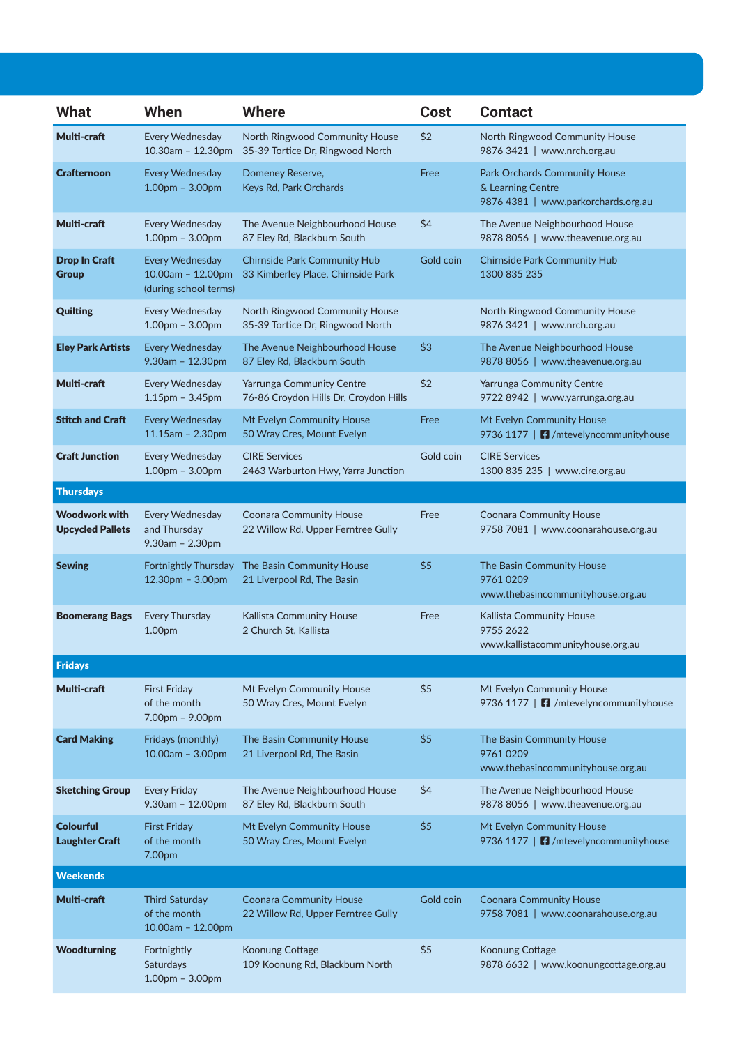| What | When | Where | Cost | Contact |
|---|---|---|---|---|
| **Multi-craft** | Every Wednesday 10.30am – 12.30pm | North Ringwood Community House 35-39 Tortice Dr, Ringwood North | $2 | North Ringwood Community House 9876 3421 \| www.nrch.org.au |
| **Crafternoon** | Every Wednesday 1.00pm – 3.00pm | Domeney Reserve, Keys Rd, Park Orchards | Free | Park Orchards Community House & Learning Centre 9876 4381 \| www.parkorchards.org.au |
| **Multi-craft** | Every Wednesday 1.00pm – 3.00pm | The Avenue Neighbourhood House 87 Eley Rd, Blackburn South | $4 | The Avenue Neighbourhood House 9878 8056 \| www.theavenue.org.au |
| **Drop In Craft Group** | Every Wednesday 10.00am – 12.00pm (during school terms) | Chirnside Park Community Hub 33 Kimberley Place, Chirnside Park | Gold coin | Chirnside Park Community Hub 1300 835 235 |
| **Quilting** | Every Wednesday 1.00pm – 3.00pm | North Ringwood Community House 35-39 Tortice Dr, Ringwood North | | North Ringwood Community House 9876 3421 \| www.nrch.org.au |
| **Eley Park Artists** | Every Wednesday 9.30am – 12.30pm | The Avenue Neighbourhood House 87 Eley Rd, Blackburn South | $3 | The Avenue Neighbourhood House 9878 8056 \| www.theavenue.org.au |
| **Multi-craft** | Every Wednesday 1.15pm – 3.45pm | Yarrunga Community Centre 76-86 Croydon Hills Dr, Croydon Hills | $2 | Yarrunga Community Centre 9722 8942 \| www.yarrunga.org.au |
| **Stitch and Craft** | Every Wednesday 11.15am – 2.30pm | Mt Evelyn Community House 50 Wray Cres, Mount Evelyn | Free | Mt Evelyn Community House 9736 1177 \| /mtevelyncommunityhouse |
| **Craft Junction** | Every Wednesday 1.00pm – 3.00pm | CIRE Services 2463 Warburton Hwy, Yarra Junction | Gold coin | CIRE Services 1300 835 235 \| www.cire.org.au |
| **Thursdays** | | | | |
| **Woodwork with Upcycled Pallets** | Every Wednesday and Thursday 9.30am – 2.30pm | Coonara Community House 22 Willow Rd, Upper Ferntree Gully | Free | Coonara Community House 9758 7081 \| www.coonarahouse.org.au |
| **Sewing** | Fortnightly Thursday 12.30pm – 3.00pm | The Basin Community House 21 Liverpool Rd, The Basin | $5 | The Basin Community House 9761 0209 www.thebasincommunityhouse.org.au |
| **Boomerang Bags** | Every Thursday 1.00pm | Kallista Community House 2 Church St, Kallista | Free | Kallista Community House 9755 2622 www.kallistacommunityhouse.org.au |
| **Fridays** | | | | |
| **Multi-craft** | First Friday of the month 7.00pm – 9.00pm | Mt Evelyn Community House 50 Wray Cres, Mount Evelyn | $5 | Mt Evelyn Community House 9736 1177 \| /mtevelyncommunityhouse |
| **Card Making** | Fridays (monthly) 10.00am – 3.00pm | The Basin Community House 21 Liverpool Rd, The Basin | $5 | The Basin Community House 9761 0209 www.thebasincommunityhouse.org.au |
| **Sketching Group** | Every Friday 9.30am – 12.00pm | The Avenue Neighbourhood House 87 Eley Rd, Blackburn South | $4 | The Avenue Neighbourhood House 9878 8056 \| www.theavenue.org.au |
| **Colourful Laughter Craft** | First Friday of the month 7.00pm | Mt Evelyn Community House 50 Wray Cres, Mount Evelyn | $5 | Mt Evelyn Community House 9736 1177 \| /mtevelyncommunityhouse |
| **Weekends** | | | | |
| **Multi-craft** | Third Saturday of the month 10.00am – 12.00pm | Coonara Community House 22 Willow Rd, Upper Ferntree Gully | Gold coin | Coonara Community House 9758 7081 \| www.coonarahouse.org.au |
| **Woodturning** | Fortnightly Saturdays 1.00pm – 3.00pm | Koonung Cottage 109 Koonung Rd, Blackburn North | $5 | Koonung Cottage 9878 6632 \| www.koonungcottage.org.au |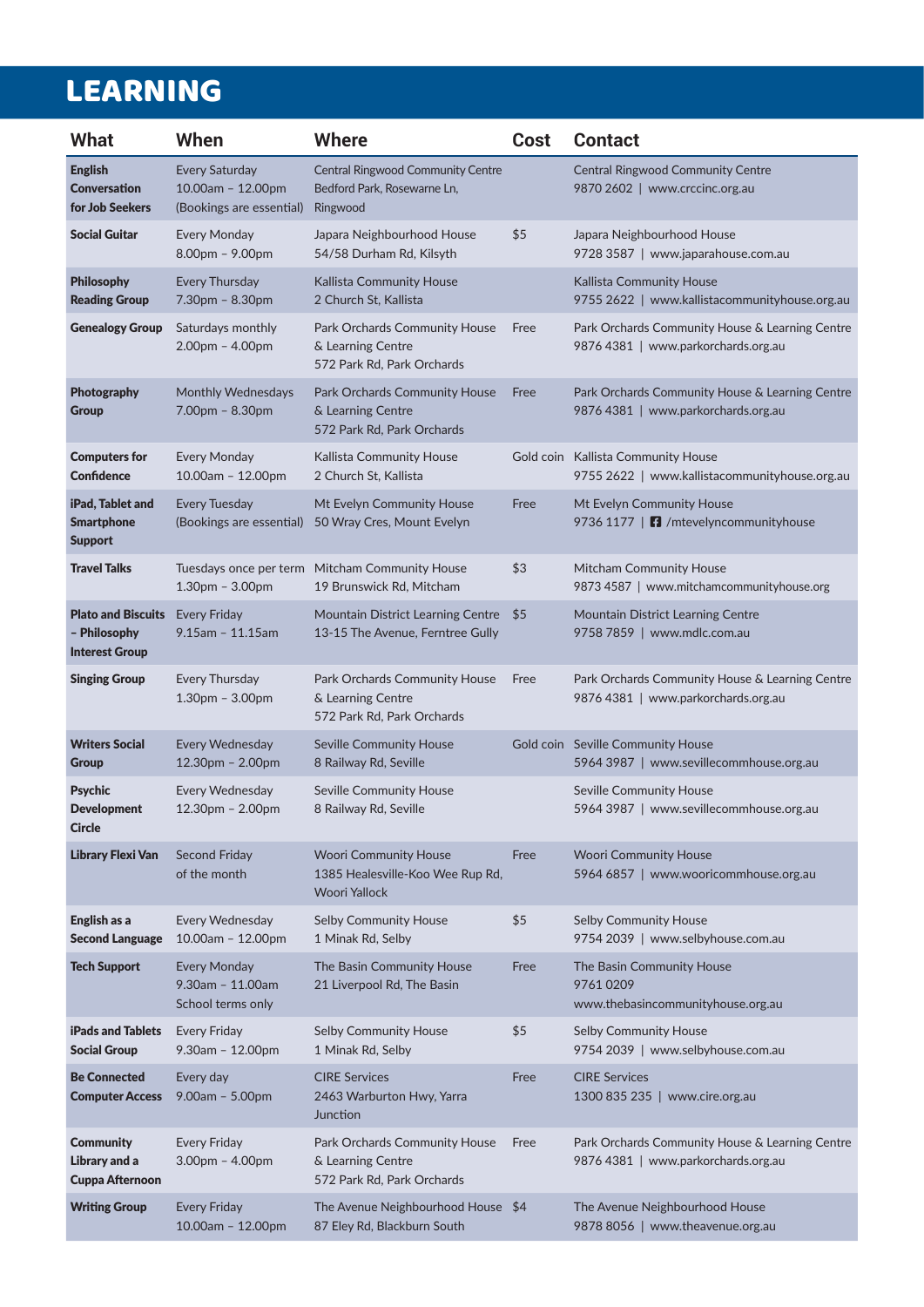# LEARNING

| What | When | Where | Cost | Contact |
|---|---|---|---|---|
| **English Conversation for Job Seekers** | Every Saturday 10.00am – 12.00pm (Bookings are essential) | Central Ringwood Community Centre Bedford Park, Rosewarne Ln, Ringwood | | Central Ringwood Community Centre 9870 2602 \| www.crccinc.org.au |
| **Social Guitar** | Every Monday 8.00pm – 9.00pm | Japara Neighbourhood House 54/58 Durham Rd, Kilsyth | $5 | Japara Neighbourhood House 9728 3587 \| www.japarahouse.com.au |
| **Philosophy Reading Group** | Every Thursday 7.30pm – 8.30pm | Kallista Community House 2 Church St, Kallista | | Kallista Community House 9755 2622 \| www.kallistacommunityhouse.org.au |
| **Genealogy Group** | Saturdays monthly 2.00pm – 4.00pm | Park Orchards Community House & Learning Centre 572 Park Rd, Park Orchards | Free | Park Orchards Community House & Learning Centre 9876 4381 \| www.parkorchards.org.au |
| **Photography Group** | Monthly Wednesdays 7.00pm – 8.30pm | Park Orchards Community House & Learning Centre 572 Park Rd, Park Orchards | Free | Park Orchards Community House & Learning Centre 9876 4381 \| www.parkorchards.org.au |
| **Computers for Confidence** | Every Monday 10.00am – 12.00pm | Kallista Community House 2 Church St, Kallista | Gold coin | Kallista Community House 9755 2622 \| www.kallistacommunityhouse.org.au |
| **iPad, Tablet and Smartphone Support** | Every Tuesday (Bookings are essential) | Mt Evelyn Community House 50 Wray Cres, Mount Evelyn | Free | Mt Evelyn Community House 9736 1177 \| /mtevelyncommunityhouse |
| **Travel Talks** | Tuesdays once per term 1.30pm – 3.00pm | Mitcham Community House 19 Brunswick Rd, Mitcham | $3 | Mitcham Community House 9873 4587 \| www.mitchamcommunityhouse.org |
| **Plato and Biscuits – Philosophy Interest Group** | Every Friday 9.15am – 11.15am | Mountain District Learning Centre 13-15 The Avenue, Ferntree Gully | $5 | Mountain District Learning Centre 9758 7859 \| www.mdlc.com.au |
| **Singing Group** | Every Thursday 1.30pm – 3.00pm | Park Orchards Community House & Learning Centre 572 Park Rd, Park Orchards | Free | Park Orchards Community House & Learning Centre 9876 4381 \| www.parkorchards.org.au |
| **Writers Social Group** | Every Wednesday 12.30pm – 2.00pm | Seville Community House 8 Railway Rd, Seville | Gold coin | Seville Community House 5964 3987 \| www.sevillecommhouse.org.au |
| **Psychic Development Circle** | Every Wednesday 12.30pm – 2.00pm | Seville Community House 8 Railway Rd, Seville | | Seville Community House 5964 3987 \| www.sevillecommhouse.org.au |
| **Library Flexi Van** | Second Friday of the month | Woori Community House 1385 Healesville-Koo Wee Rup Rd, Woori Yallock | Free | Woori Community House 5964 6857 \| www.wooricommhouse.org.au |
| **English as a Second Language** | Every Wednesday 10.00am – 12.00pm | Selby Community House 1 Minak Rd, Selby | $5 | Selby Community House 9754 2039 \| www.selbyhouse.com.au |
| **Tech Support** | Every Monday 9.30am – 11.00am School terms only | The Basin Community House 21 Liverpool Rd, The Basin | Free | The Basin Community House 9761 0209 www.thebasincommunityhouse.org.au |
| **iPads and Tablets Social Group** | Every Friday 9.30am – 12.00pm | Selby Community House 1 Minak Rd, Selby | $5 | Selby Community House 9754 2039 \| www.selbyhouse.com.au |
| **Be Connected Computer Access** | Every day 9.00am – 5.00pm | CIRE Services 2463 Warburton Hwy, Yarra Junction | Free | CIRE Services 1300 835 235 \| www.cire.org.au |
| **Community Library and a Cuppa Afternoon** | Every Friday 3.00pm – 4.00pm | Park Orchards Community House & Learning Centre 572 Park Rd, Park Orchards | Free | Park Orchards Community House & Learning Centre 9876 4381 \| www.parkorchards.org.au |
| **Writing Group** | Every Friday 10.00am – 12.00pm | The Avenue Neighbourhood House 87 Eley Rd, Blackburn South | $4 | The Avenue Neighbourhood House 9878 8056 \| www.theavenue.org.au |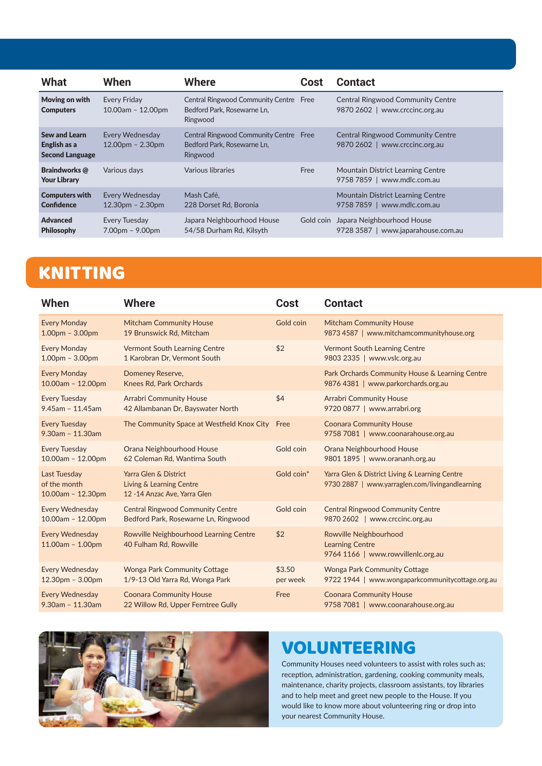| What | When | Where | Cost | Contact |
|---|---|---|---|---|
| **Moving on with Computers** | Every Friday 10.00am – 12.00pm | Central Ringwood Community Centre Bedford Park, Rosewarne Ln, Ringwood | Free | Central Ringwood Community Centre 9870 2602 \| www.crccinc.org.au |
| **Sew and Learn English as a Second Language** | Every Wednesday 12.00pm – 2.30pm | Central Ringwood Community Centre Bedford Park, Rosewarne Ln, Ringwood | Free | Central Ringwood Community Centre 9870 2602 \| www.crccinc.org.au |
| **Braindworks @ Your Library** | Various days | Various libraries | Free | Mountain District Learning Centre 9758 7859 \| www.mdlc.com.au |
| **Computers with Confidence** | Every Wednesday 12.30pm – 2.30pm | Mash Café, 228 Dorset Rd, Boronia | | Mountain District Learning Centre 9758 7859 \| www.mdlc.com.au |
| **Advanced Philosophy** | Every Tuesday 7.00pm – 9.00pm | Japara Neighbourhood House 54/58 Durham Rd, Kilsyth | Gold coin | Japara Neighbourhood House 9728 3587 \| www.japarahouse.com.au |

# KNITTING

| When | Where | Cost | Contact |
|---|---|---|---|
| Every Monday 1.00pm – 3.00pm | Mitcham Community House 19 Brunswick Rd, Mitcham | Gold coin | Mitcham Community House 9873 4587 \| www.mitchamcommunityhouse.org |
| Every Monday 1.00pm – 3.00pm | Vermont South Learning Centre 1 Karobran Dr, Vermont South | $2 | Vermont South Learning Centre 9803 2335 \| www.vslc.org.au |
| Every Monday 10.00am – 12.00pm | Domeney Reserve, Knees Rd, Park Orchards | | Park Orchards Community House & Learning Centre 9876 4381 \| www.parkorchards.org.au |
| Every Tuesday 9.45am – 11.45am | Arrabri Community House 42 Allambanan Dr, Bayswater North | $4 | Arrabri Community House 9720 0877 \| www.arrabri.org |
| Every Tuesday 9.30am – 11.30am | The Community Space at Westfield Knox City | Free | Coonara Community House 9758 7081 \| www.coonarahouse.org.au |
| Every Tuesday 10.00am – 12.00pm | Orana Neighbourhood House 62 Coleman Rd, Wantirna South | Gold coin | Orana Neighbourhood House 9801 1895 \| www.orananh.org.au |
| Last Tuesday of the month 10.00am – 12.30pm | Yarra Glen & District Living & Learning Centre 12 -14 Anzac Ave, Yarra Glen | Gold coin* | Yarra Glen & District Living & Learning Centre 9730 2887 \| www.yarraglen.com/livingandlearning |
| Every Wednesday 10.00am – 12.00pm | Central Ringwood Community Centre Bedford Park, Rosewarne Ln, Ringwood | Gold coin | Central Ringwood Community Centre 9870 2602 \| www.crccinc.org.au |
| Every Wednesday 11.00am – 1.00pm | Rowville Neighbourhood Learning Centre 40 Fulham Rd, Rowville | $2 | Rowville Neighbourhood Learning Centre 9764 1166 \| www.rowvillenlc.org.au |
| Every Wednesday 12.30pm – 3.00pm | Wonga Park Community Cottage 1/9-13 Old Yarra Rd, Wonga Park | $3.50 per week | Wonga Park Community Cottage 9722 1944 \| www.wongaparkcommunitycottage.org.au |
| Every Wednesday 9.30am – 11.30am | Coonara Community House 22 Willow Rd, Upper Ferntree Gully | Free | Coonara Community House 9758 7081 \| www.coonarahouse.org.au |

# VOLUNTEERING

Community Houses need volunteers to assist with roles such as; reception, administration, gardening, cooking community meals, maintenance, charity projects, classroom assistants, toy libraries and to help meet and greet new people to the House. If you would like to know more about volunteering ring or drop into your nearest Community House.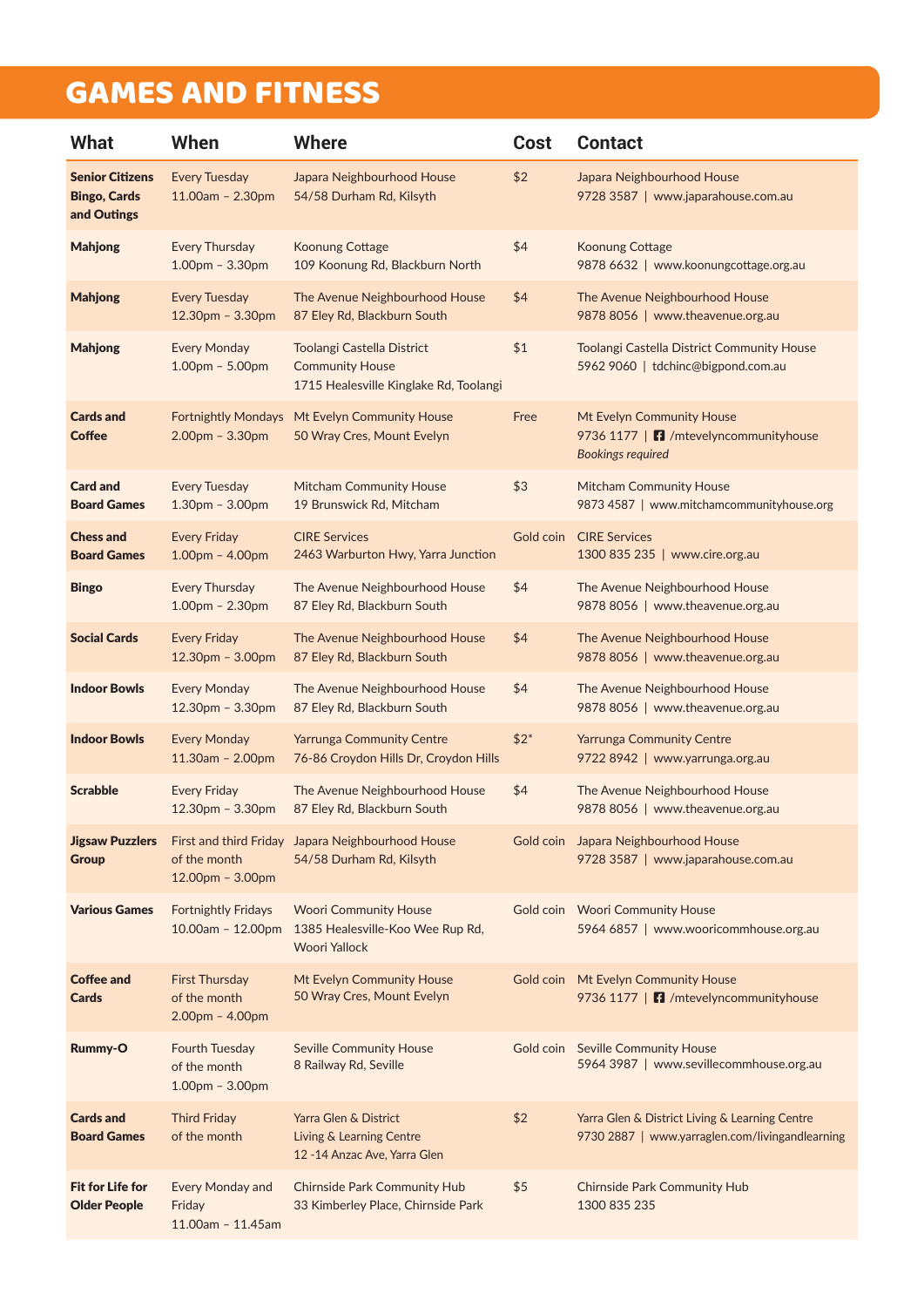# GAMES AND FITNESS

| What | When | Where | Cost | Contact |
|---|---|---|---|---|
| **Senior Citizens Bingo, Cards and Outings** | Every Tuesday 11.00am – 2.30pm | Japara Neighbourhood House 54/58 Durham Rd, Kilsyth | $2 | Japara Neighbourhood House 9728 3587 \| www.japarahouse.com.au |
| **Mahjong** | Every Thursday 1.00pm – 3.30pm | Koonung Cottage 109 Koonung Rd, Blackburn North | $4 | Koonung Cottage 9878 6632 \| www.koonungcottage.org.au |
| **Mahjong** | Every Tuesday 12.30pm – 3.30pm | The Avenue Neighbourhood House 87 Eley Rd, Blackburn South | $4 | The Avenue Neighbourhood House 9878 8056 \| www.theavenue.org.au |
| **Mahjong** | Every Monday 1.00pm – 5.00pm | Toolangi Castella District Community House 1715 Healesville Kinglake Rd, Toolangi | $1 | Toolangi Castella District Community House 5962 9060 \| tdchinc@bigpond.com.au |
| **Cards and Coffee** | Fortnightly Mondays 2.00pm – 3.30pm | Mt Evelyn Community House 50 Wray Cres, Mount Evelyn | Free | Mt Evelyn Community House 9736 1177 \| /mtevelyncommunityhouse *Bookings required* |
| **Card and Board Games** | Every Tuesday 1.30pm – 3.00pm | Mitcham Community House 19 Brunswick Rd, Mitcham | $3 | Mitcham Community House 9873 4587 \| www.mitchamcommunityhouse.org |
| **Chess and Board Games** | Every Friday 1.00pm – 4.00pm | CIRE Services 2463 Warburton Hwy, Yarra Junction | Gold coin | CIRE Services 1300 835 235 \| www.cire.org.au |
| **Bingo** | Every Thursday 1.00pm – 2.30pm | The Avenue Neighbourhood House 87 Eley Rd, Blackburn South | $4 | The Avenue Neighbourhood House 9878 8056 \| www.theavenue.org.au |
| **Social Cards** | Every Friday 12.30pm – 3.00pm | The Avenue Neighbourhood House 87 Eley Rd, Blackburn South | $4 | The Avenue Neighbourhood House 9878 8056 \| www.theavenue.org.au |
| **Indoor Bowls** | Every Monday 12.30pm – 3.30pm | The Avenue Neighbourhood House 87 Eley Rd, Blackburn South | $4 | The Avenue Neighbourhood House 9878 8056 \| www.theavenue.org.au |
| **Indoor Bowls** | Every Monday 11.30am – 2.00pm | Yarrunga Community Centre 76-86 Croydon Hills Dr, Croydon Hills | $2* | Yarrunga Community Centre 9722 8942 \| www.yarrunga.org.au |
| **Scrabble** | Every Friday 12.30pm – 3.30pm | The Avenue Neighbourhood House 87 Eley Rd, Blackburn South | $4 | The Avenue Neighbourhood House 9878 8056 \| www.theavenue.org.au |
| **Jigsaw Puzzlers Group** | First and third Friday of the month 12.00pm – 3.00pm | Japara Neighbourhood House 54/58 Durham Rd, Kilsyth | Gold coin | Japara Neighbourhood House 9728 3587 \| www.japarahouse.com.au |
| **Various Games** | Fortnightly Fridays 10.00am – 12.00pm | Woori Community House 1385 Healesville-Koo Wee Rup Rd, Woori Yallock | Gold coin | Woori Community House 5964 6857 \| www.wooricommhouse.org.au |
| **Coffee and Cards** | First Thursday of the month 2.00pm – 4.00pm | Mt Evelyn Community House 50 Wray Cres, Mount Evelyn | Gold coin | Mt Evelyn Community House 9736 1177 \| /mtevelyncommunityhouse |
| **Rummy-O** | Fourth Tuesday of the month 1.00pm – 3.00pm | Seville Community House 8 Railway Rd, Seville | Gold coin | Seville Community House 5964 3987 \| www.sevillecommhouse.org.au |
| **Cards and Board Games** | Third Friday of the month | Yarra Glen & District Living & Learning Centre 12 -14 Anzac Ave, Yarra Glen | $2 | Yarra Glen & District Living & Learning Centre 9730 2887 \| www.yarraglen.com/livingandlearning |
| **Fit for Life for Older People** | Every Monday and Friday 11.00am – 11.45am | Chirnside Park Community Hub 33 Kimberley Place, Chirnside Park | $5 | Chirnside Park Community Hub 1300 835 235 |